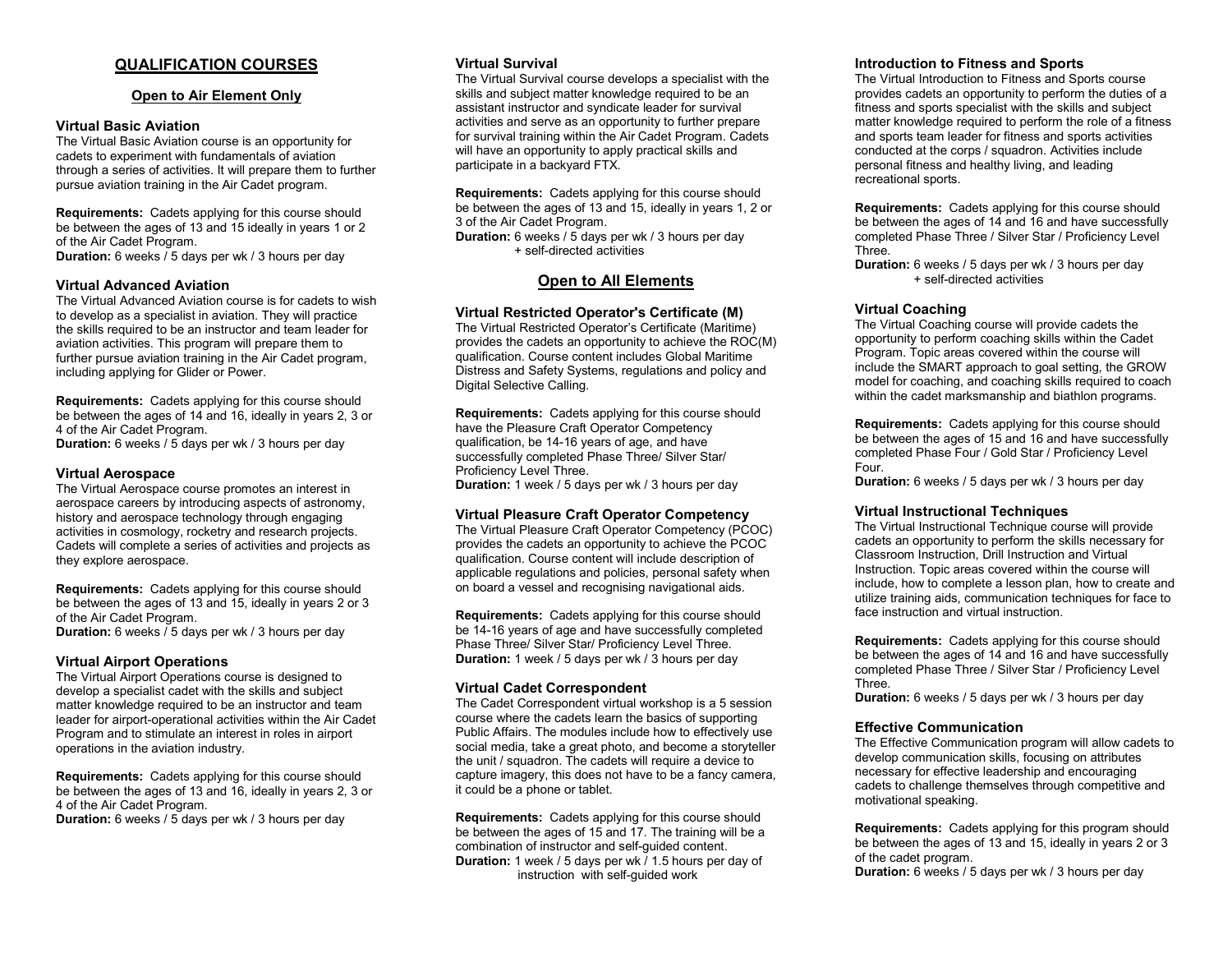# QUALIFICATION COURSES

## Open to Air Element Only

### Virtual Basic Aviation

The Virtual Basic Aviation course is an opportunity for cadets to experiment with fundamentals of aviation through a series of activities. It will prepare them to further pursue aviation training in the Air Cadet program.

**Requirements:** Cadets applying for this course should be between the ages of 13 and 15 ideally in years 1 or 2 of the Air Cadet Program.
**Duration:** 6 weeks / 5 days per wk / 3 hours per day

### Virtual Advanced Aviation

The Virtual Advanced Aviation course is for cadets to wish to develop as a specialist in aviation. They will practice the skills required to be an instructor and team leader for aviation activities. This program will prepare them to further pursue aviation training in the Air Cadet program, including applying for Glider or Power.

**Requirements:** Cadets applying for this course should be between the ages of 14 and 16, ideally in years 2, 3 or 4 of the Air Cadet Program.
**Duration:** 6 weeks / 5 days per wk / 3 hours per day

### Virtual Aerospace

The Virtual Aerospace course promotes an interest in aerospace careers by introducing aspects of astronomy, history and aerospace technology through engaging activities in cosmology, rocketry and research projects. Cadets will complete a series of activities and projects as they explore aerospace.

**Requirements:** Cadets applying for this course should be between the ages of 13 and 15, ideally in years 2 or 3 of the Air Cadet Program.
**Duration:** 6 weeks / 5 days per wk / 3 hours per day

### Virtual Airport Operations

The Virtual Airport Operations course is designed to develop a specialist cadet with the skills and subject matter knowledge required to be an instructor and team leader for airport-operational activities within the Air Cadet Program and to stimulate an interest in roles in airport operations in the aviation industry.

**Requirements:** Cadets applying for this course should be between the ages of 13 and 16, ideally in years 2, 3 or 4 of the Air Cadet Program.
**Duration:** 6 weeks / 5 days per wk / 3 hours per day

### Virtual Survival

The Virtual Survival course develops a specialist with the skills and subject matter knowledge required to be an assistant instructor and syndicate leader for survival activities and serve as an opportunity to further prepare for survival training within the Air Cadet Program. Cadets will have an opportunity to apply practical skills and participate in a backyard FTX.

**Requirements:** Cadets applying for this course should be between the ages of 13 and 15, ideally in years 1, 2 or 3 of the Air Cadet Program.
**Duration:** 6 weeks / 5 days per wk / 3 hours per day
+ self-directed activities

## Open to All Elements

### Virtual Restricted Operator's Certificate (M)

The Virtual Restricted Operator's Certificate (Maritime) provides the cadets an opportunity to achieve the ROC(M) qualification. Course content includes Global Maritime Distress and Safety Systems, regulations and policy and Digital Selective Calling.

**Requirements:** Cadets applying for this course should have the Pleasure Craft Operator Competency qualification, be 14-16 years of age, and have successfully completed Phase Three/ Silver Star/ Proficiency Level Three.
**Duration:** 1 week / 5 days per wk / 3 hours per day

### Virtual Pleasure Craft Operator Competency

The Virtual Pleasure Craft Operator Competency (PCOC) provides the cadets an opportunity to achieve the PCOC qualification. Course content will include description of applicable regulations and policies, personal safety when on board a vessel and recognising navigational aids.

**Requirements:** Cadets applying for this course should be 14-16 years of age and have successfully completed Phase Three/ Silver Star/ Proficiency Level Three.
**Duration:** 1 week / 5 days per wk / 3 hours per day

### Virtual Cadet Correspondent

The Cadet Correspondent virtual workshop is a 5 session course where the cadets learn the basics of supporting Public Affairs. The modules include how to effectively use social media, take a great photo, and become a storyteller the unit / squadron. The cadets will require a device to capture imagery, this does not have to be a fancy camera, it could be a phone or tablet.

**Requirements:** Cadets applying for this course should be between the ages of 15 and 17. The training will be a combination of instructor and self-guided content.
**Duration:** 1 week / 5 days per wk / 1.5 hours per day of instruction with self-guided work

### Introduction to Fitness and Sports

The Virtual Introduction to Fitness and Sports course provides cadets an opportunity to perform the duties of a fitness and sports specialist with the skills and subject matter knowledge required to perform the role of a fitness and sports team leader for fitness and sports activities conducted at the corps / squadron. Activities include personal fitness and healthy living, and leading recreational sports.

**Requirements:** Cadets applying for this course should be between the ages of 14 and 16 and have successfully completed Phase Three / Silver Star / Proficiency Level Three.
**Duration:** 6 weeks / 5 days per wk / 3 hours per day
+ self-directed activities

### Virtual Coaching

The Virtual Coaching course will provide cadets the opportunity to perform coaching skills within the Cadet Program. Topic areas covered within the course will include the SMART approach to goal setting, the GROW model for coaching, and coaching skills required to coach within the cadet marksmanship and biathlon programs.

**Requirements:** Cadets applying for this course should be between the ages of 15 and 16 and have successfully completed Phase Four / Gold Star / Proficiency Level Four.
**Duration:** 6 weeks / 5 days per wk / 3 hours per day

### Virtual Instructional Techniques

The Virtual Instructional Technique course will provide cadets an opportunity to perform the skills necessary for Classroom Instruction, Drill Instruction and Virtual Instruction. Topic areas covered within the course will include, how to complete a lesson plan, how to create and utilize training aids, communication techniques for face to face instruction and virtual instruction.

**Requirements:** Cadets applying for this course should be between the ages of 14 and 16 and have successfully completed Phase Three / Silver Star / Proficiency Level Three.
**Duration:** 6 weeks / 5 days per wk / 3 hours per day

### Effective Communication

The Effective Communication program will allow cadets to develop communication skills, focusing on attributes necessary for effective leadership and encouraging cadets to challenge themselves through competitive and motivational speaking.

**Requirements:** Cadets applying for this program should be between the ages of 13 and 15, ideally in years 2 or 3 of the cadet program.
**Duration:** 6 weeks / 5 days per wk / 3 hours per day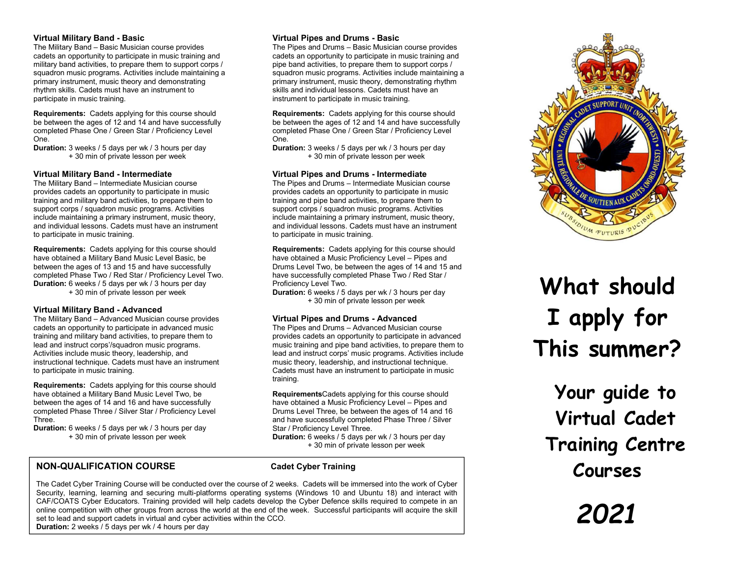### Virtual Military Band - Basic

The Military Band – Basic Musician course provides cadets an opportunity to participate in music training and military band activities, to prepare them to support corps / squadron music programs. Activities include maintaining a primary instrument, music theory and demonstrating rhythm skills. Cadets must have an instrument to participate in music training.

**Requirements:** Cadets applying for this course should be between the ages of 12 and 14 and have successfully completed Phase One / Green Star / Proficiency Level One.

**Duration:** 3 weeks / 5 days per wk / 3 hours per day + 30 min of private lesson per week

### Virtual Military Band - Intermediate

The Military Band – Intermediate Musician course provides cadets an opportunity to participate in music training and military band activities, to prepare them to support corps / squadron music programs. Activities include maintaining a primary instrument, music theory, and individual lessons. Cadets must have an instrument to participate in music training.

**Requirements:** Cadets applying for this course should have obtained a Military Band Music Level Basic, be between the ages of 13 and 15 and have successfully completed Phase Two / Red Star / Proficiency Level Two.

**Duration:** 6 weeks / 5 days per wk / 3 hours per day + 30 min of private lesson per week

### Virtual Military Band - Advanced

The Military Band – Advanced Musician course provides cadets an opportunity to participate in advanced music training and military band activities, to prepare them to lead and instruct corps'/squadron music programs. Activities include music theory, leadership, and instructional technique. Cadets must have an instrument to participate in music training.

**Requirements:** Cadets applying for this course should have obtained a Military Band Music Level Two, be between the ages of 14 and 16 and have successfully completed Phase Three / Silver Star / Proficiency Level Three.

**Duration:** 6 weeks / 5 days per wk / 3 hours per day + 30 min of private lesson per week

### Virtual Pipes and Drums - Basic

The Pipes and Drums – Basic Musician course provides cadets an opportunity to participate in music training and pipe band activities, to prepare them to support corps / squadron music programs. Activities include maintaining a primary instrument, music theory, demonstrating rhythm skills and individual lessons. Cadets must have an instrument to participate in music training.

**Requirements:** Cadets applying for this course should be between the ages of 12 and 14 and have successfully completed Phase One / Green Star / Proficiency Level One.

**Duration:** 3 weeks / 5 days per wk / 3 hours per day + 30 min of private lesson per week

### Virtual Pipes and Drums - Intermediate

The Pipes and Drums – Intermediate Musician course provides cadets an opportunity to participate in music training and pipe band activities, to prepare them to support corps / squadron music programs. Activities include maintaining a primary instrument, music theory, and individual lessons. Cadets must have an instrument to participate in music training.

**Requirements:** Cadets applying for this course should have obtained a Music Proficiency Level – Pipes and Drums Level Two, be between the ages of 14 and 15 and have successfully completed Phase Two / Red Star / Proficiency Level Two.

**Duration:** 6 weeks / 5 days per wk / 3 hours per day + 30 min of private lesson per week

### Virtual Pipes and Drums - Advanced

The Pipes and Drums – Advanced Musician course provides cadets an opportunity to participate in advanced music training and pipe band activities, to prepare them to lead and instruct corps' music programs. Activities include music theory, leadership, and instructional technique. Cadets must have an instrument to participate in music training.

**Requirements**Cadets applying for this course should have obtained a Music Proficiency Level – Pipes and Drums Level Three, be between the ages of 14 and 16 and have successfully completed Phase Three / Silver Star / Proficiency Level Three.

**Duration:** 6 weeks / 5 days per wk / 3 hours per day + 30 min of private lesson per week

### NON-QUALIFICATION COURSE

**Cadet Cyber Training**

The Cadet Cyber Training Course will be conducted over the course of 2 weeks. Cadets will be immersed into the work of Cyber Security, learning, learning and securing multi-platforms operating systems (Windows 10 and Ubuntu 18) and interact with CAF/COATS Cyber Educators. Training provided will help cadets develop the Cyber Defence skills required to compete in an online competition with other groups from across the world at the end of the week. Successful participants will acquire the skill set to lead and support cadets in virtual and cyber activities within the CCO.

**Duration:** 2 weeks / 5 days per wk / 4 hours per day

REGIONAL CADET SUPPORT UNIT (NORTHWEST)
UNITÉ RÉGIONALE DE SOUTIEN AUX CADETS (NORD-OUEST)
SUBSIDIUM FUTURIS DUCIBUS

# What should I apply for This summer?

## Your guide to Virtual Cadet Training Centre Courses

## *2021*